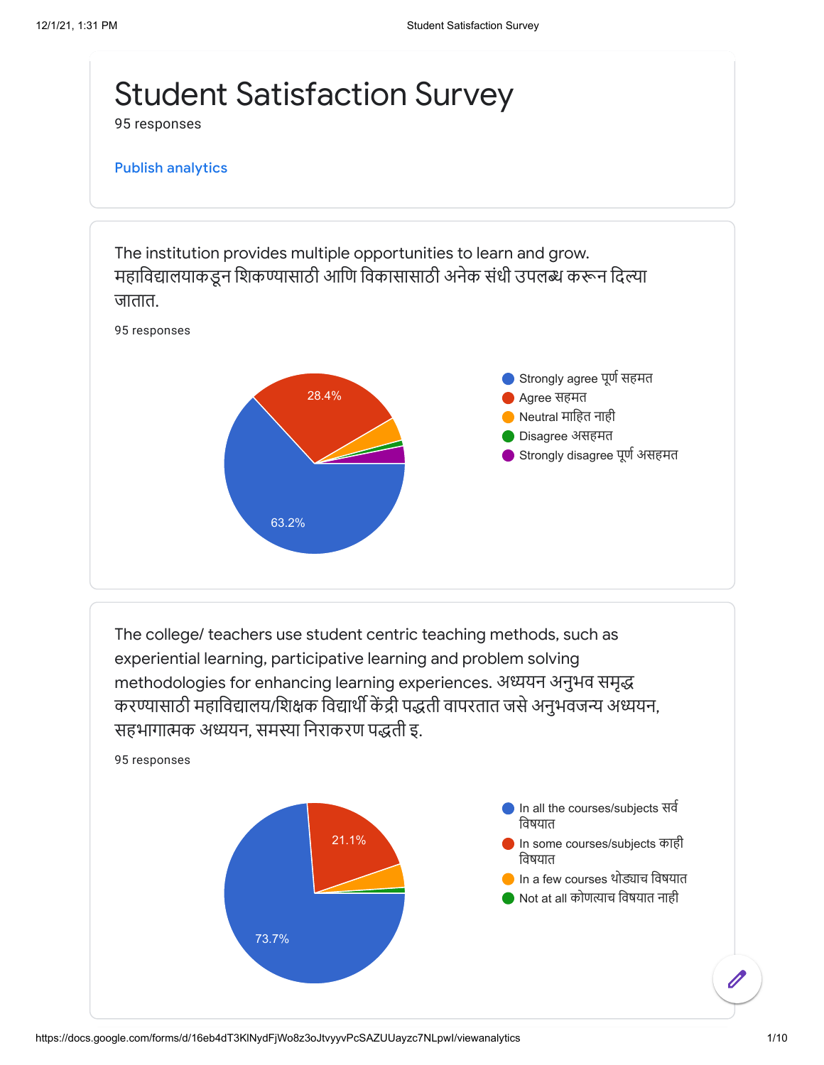# Student Satisfaction Survey

95 responses

Publish analytics

The institution provides multiple opportunities to learn and grow. महाविद्यालयाकडून शिकण्यासाठी आणि विकासासाठी अनेक संधी उपलब्ध करून दिल्या जातात.

95 responses

- Strongly agree पूर्ण सहमत — 63.2%
- Agree सहमत — 28.4%
- Neutral माहित नाही
- Disagree असहमत
- Strongly disagree पूर्ण असहमत

The college/ teachers use student centric teaching methods, such as experiential learning, participative learning and problem solving methodologies for enhancing learning experiences. अध्ययन अनुभव समृद्ध करण्यासाठी महाविद्यालय/शिक्षक विद्यार्थी केंद्री पद्धती वापरतात जसे अनुभवजन्य अध्ययन, सहभागात्मक अध्ययन, समस्या निराकरण पद्धती इ.

95 responses

- In all the courses/subjects सर्व विषयात — 73.7%
- In some courses/subjects काही विषयात — 21.1%
- In a few courses थोड्याच विषयात
- Not at all कोणत्याच विषयात नाही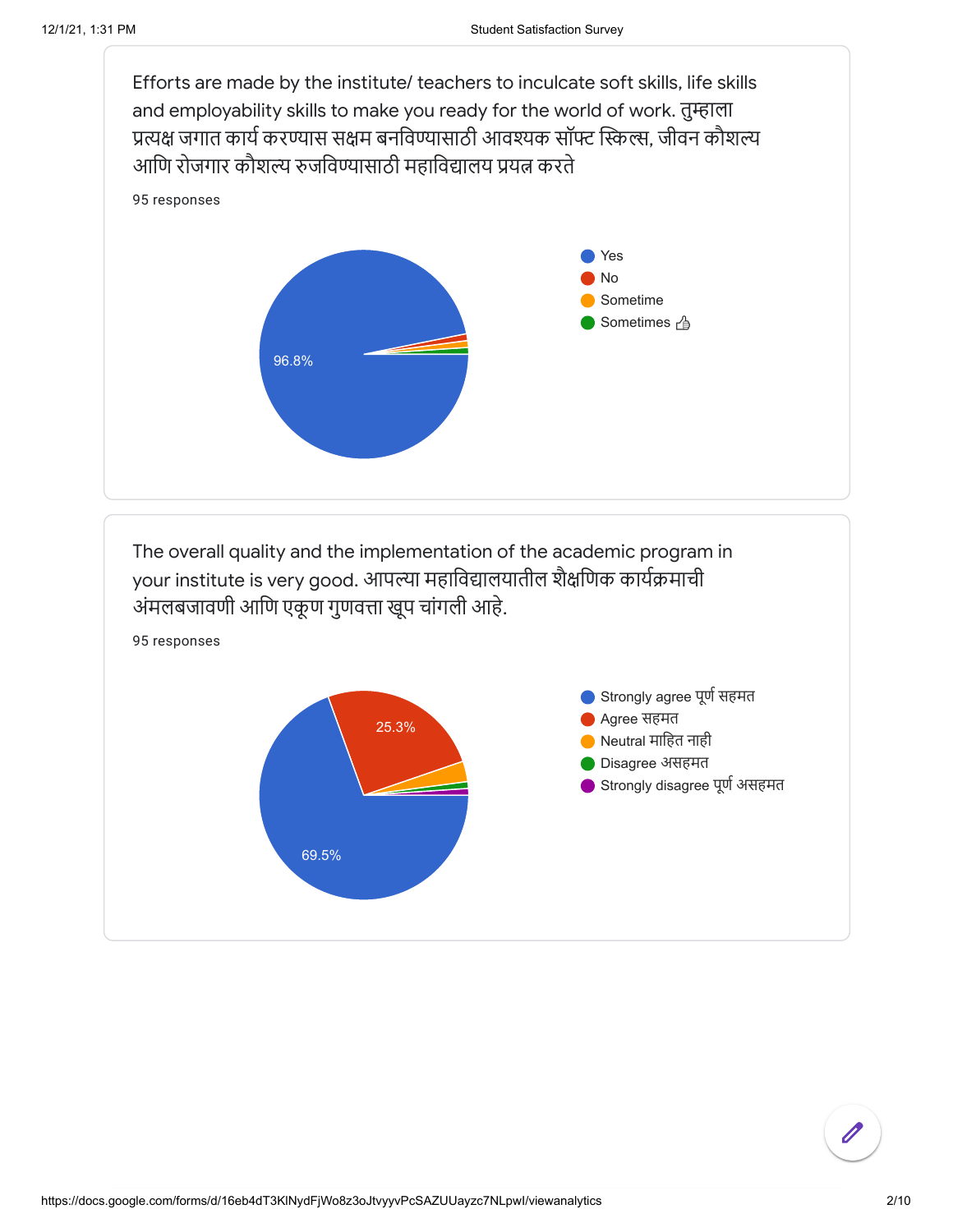Efforts are made by the institute/ teachers to inculcate soft skills, life skills and employability skills to make you ready for the world of work. तुम्हाला प्रत्यक्ष जगात कार्य करण्यास सक्षम बनविण्यासाठी आवश्यक सॉफ्ट स्किल्स, जीवन कौशल्य आणि रोजगार कौशल्य रुजविण्यासाठी महाविद्यालय प्रयत्न करते

95 responses

- Yes
- No
- Sometime
- Sometimes 👍

96.8%

The overall quality and the implementation of the academic program in your institute is very good. आपल्या महाविद्यालयातील शैक्षणिक कार्यक्रमाची अंमलबजावणी आणि एकूण गुणवत्ता खूप चांगली आहे.

95 responses

- Strongly agree पूर्ण सहमत
- Agree सहमत
- Neutral माहित नाही
- Disagree असहमत
- Strongly disagree पूर्ण असहमत

25.3%

69.5%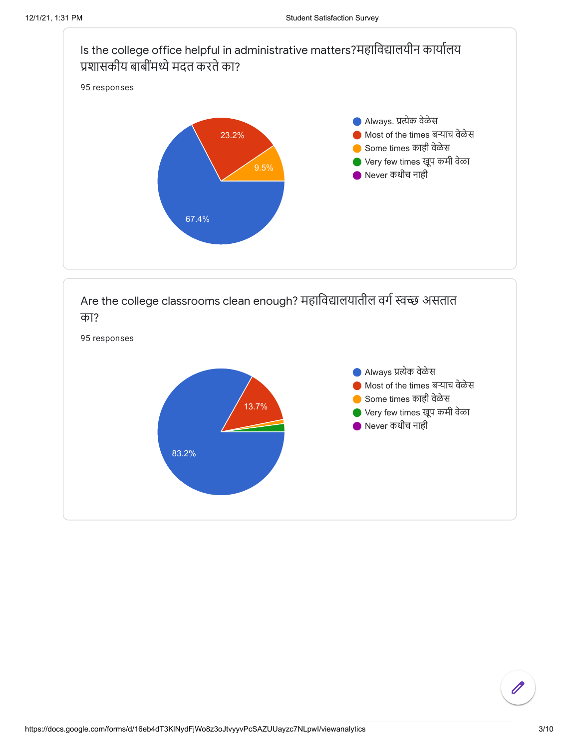## Is the college office helpful in administrative matters?महाविद्यालयीन कार्यालय प्रशासकीय बाबींमध्ये मदत करते का?

95 responses

- Always. प्रत्येक वेळेस — 67.4%
- Most of the times बऱ्याच वेळेस — 23.2%
- Some times काही वेळेस — 9.5%
- Very few times खूप कमी वेळा
- Never कधीच नाही

## Are the college classrooms clean enough? महाविद्यालयातील वर्ग स्वच्छ असतात का?

95 responses

- Always प्रत्येक वेळेस — 83.2%
- Most of the times बऱ्याच वेळेस — 13.7%
- Some times काही वेळेस
- Very few times खूप कमी वेळा
- Never कधीच नाही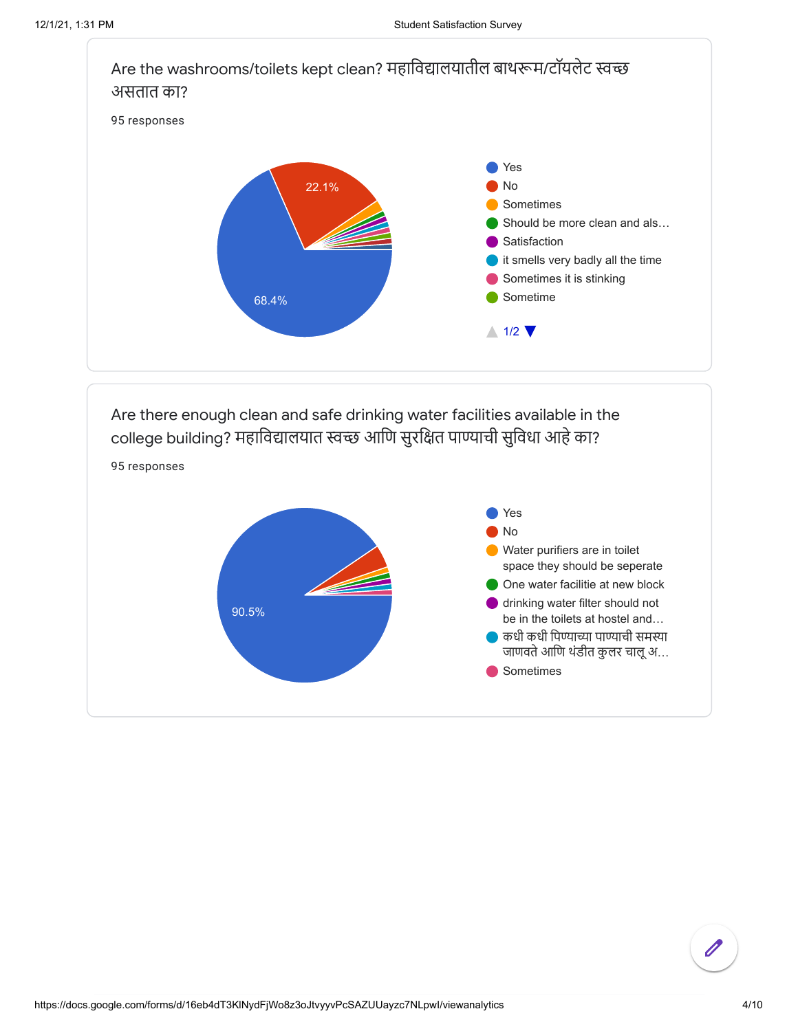Are the washrooms/toilets kept clean? महाविद्यालयातील बाथरूम/टॉयलेट स्वच्छ असतात का?

95 responses

- Yes
- No
- Sometimes
- Should be more clean and als…
- Satisfaction
- it smells very badly all the time
- Sometimes it is stinking
- Sometime

68.4%
22.1%

1/2

Are there enough clean and safe drinking water facilities available in the college building? महाविद्यालयात स्वच्छ आणि सुरक्षित पाण्याची सुविधा आहे का?

95 responses

- Yes
- No
- Water purifiers are in toilet space they should be seperate
- One water facilitie at new block
- drinking water filter should not be in the toilets at hostel and…
- कधी कधी पिण्याच्या पाण्याची समस्या जाणवते आणि थंडीत कुलर चालू अ…
- Sometimes

90.5%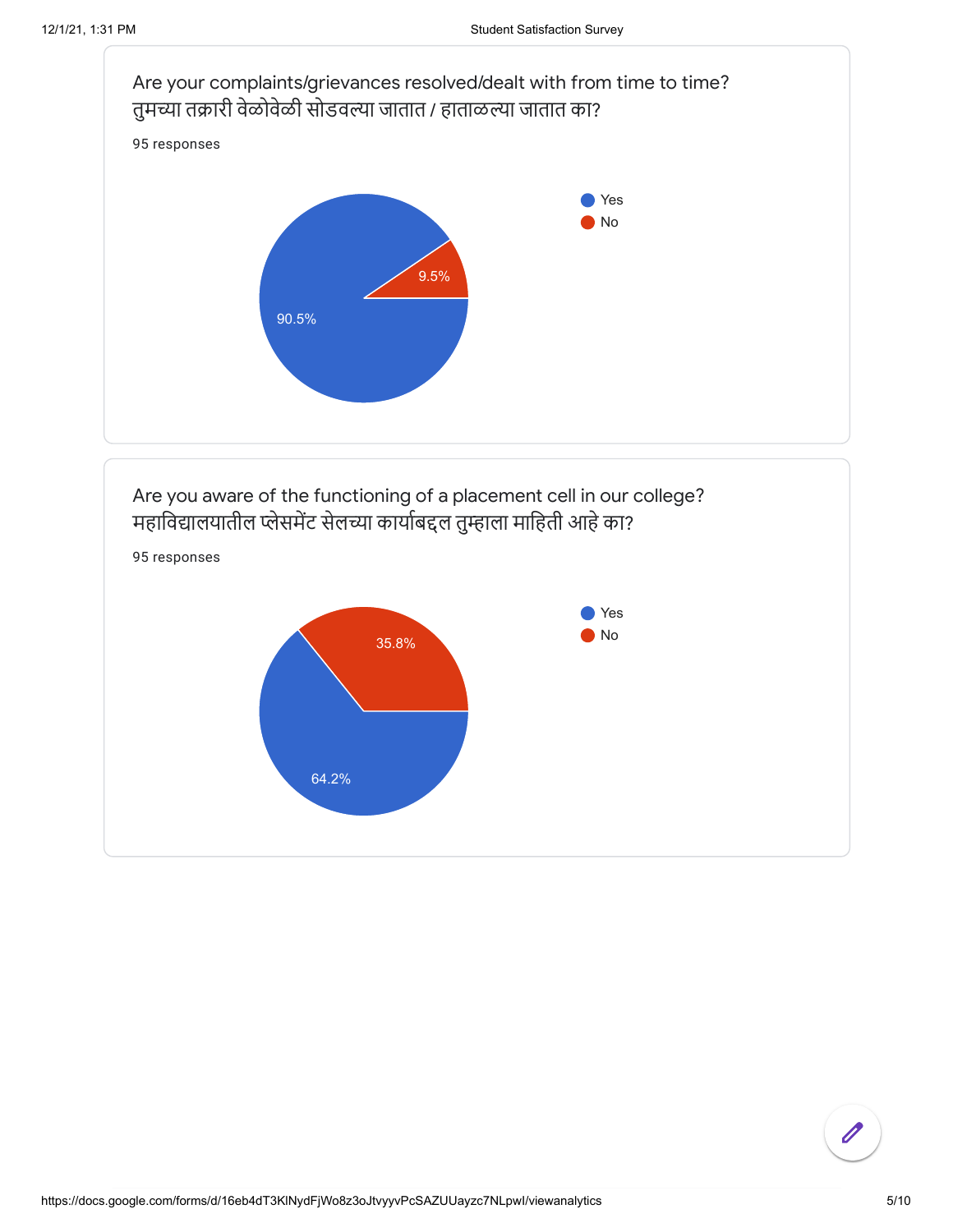Are your complaints/grievances resolved/dealt with from time to time?
तुमच्या तक्रारी वेळोवेळी सोडवल्या जातात / हाताळल्या जातात का?

95 responses

| Response | Percentage |
|---|---|
| Yes | 90.5% |
| No | 9.5% |

Are you aware of the functioning of a placement cell in our college?
महाविद्यालयातील प्लेसमेंट सेलच्या कार्याबद्दल तुम्हाला माहिती आहे का?

95 responses

| Response | Percentage |
|---|---|
| Yes | 64.2% |
| No | 35.8% |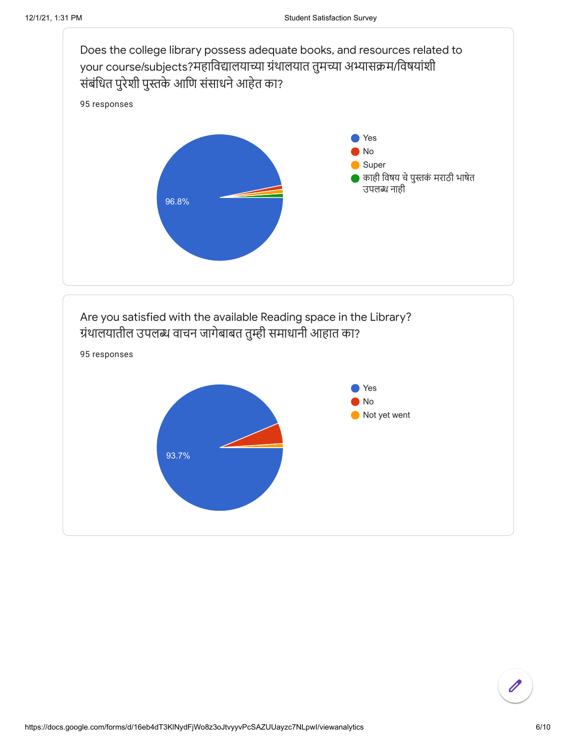Does the college library possess adequate books, and resources related to your course/subjects?महाविद्यालयाच्या ग्रंथालयात तुमच्या अभ्यासक्रम/विषयांशी संबंधित पुरेशी पुस्तके आणि संसाधने आहेत का?

95 responses

- Yes
- No
- Super
- काही विषय चे पुस्तकं मराठी भाषेत उपलब्ध नाही

96.8%

Are you satisfied with the available Reading space in the Library? ग्रंथालयातील उपलब्ध वाचन जागेबाबत तुम्ही समाधानी आहात का?

95 responses

- Yes
- No
- Not yet went

93.7%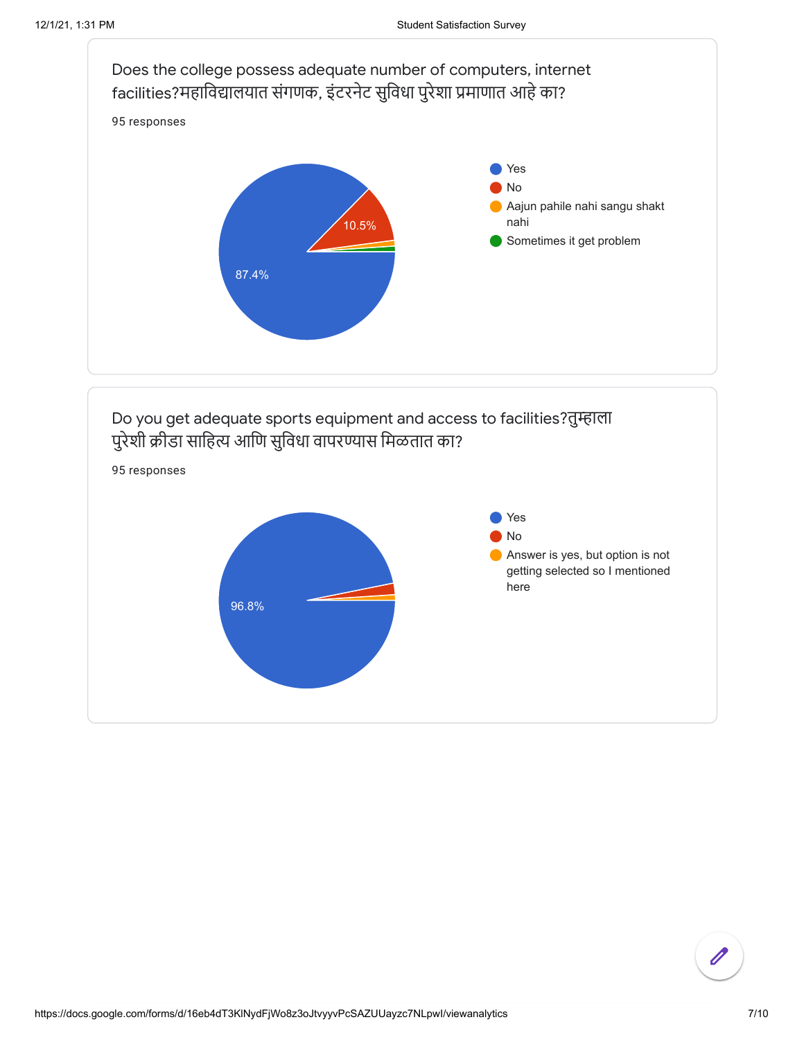Does the college possess adequate number of computers, internet facilities?महाविद्यालयात संगणक, इंटरनेट सुविधा पुरेशा प्रमाणात आहे का?

95 responses

- Yes
- No
- Aajun pahile nahi sangu shakt nahi
- Sometimes it get problem

87.4%

10.5%

Do you get adequate sports equipment and access to facilities?तुम्हाला पुरेशी क्रीडा साहित्य आणि सुविधा वापरण्यास मिळतात का?

95 responses

- Yes
- No
- Answer is yes, but option is not getting selected so I mentioned here

96.8%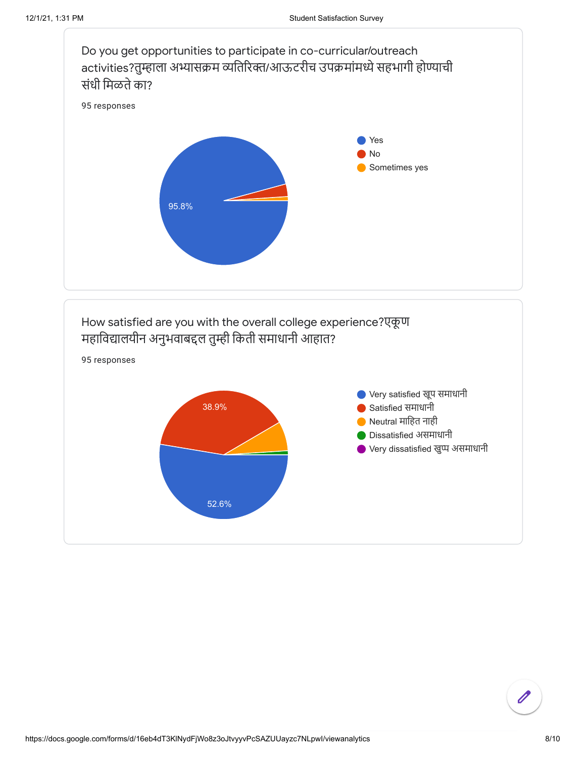## Do you get opportunities to participate in co-curricular/outreach activities?तुम्हाला अभ्यासक्रम व्यतिरिक्त/आऊटरीच उपक्रमांमध्ये सहभागी होण्याची संधी मिळते का?

95 responses

- Yes
- No
- Sometimes yes

95.8%

## How satisfied are you with the overall college experience?एकूण महाविद्यालयीन अनुभवाबद्दल तुम्ही किती समाधानी आहात?

95 responses

- Very satisfied खूप समाधानी
- Satisfied समाधानी
- Neutral माहित नाही
- Dissatisfied असमाधानी
- Very dissatisfied खुप्प असमाधानी

38.9%

52.6%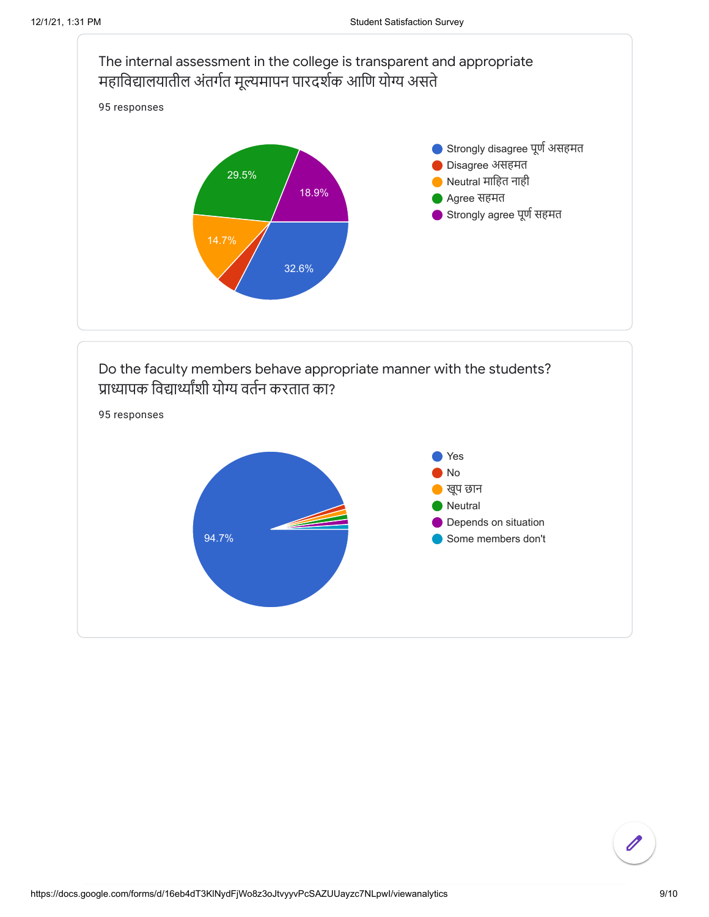The internal assessment in the college is transparent and appropriate
महाविद्यालयातील अंतर्गत मूल्यमापन पारदर्शक आणि योग्य असते

95 responses

- Strongly disagree पूर्ण असहमत
- Disagree असहमत
- Neutral माहित नाही
- Agree सहमत
- Strongly agree पूर्ण सहमत

32.6%
14.7%
29.5%
18.9%

Do the faculty members behave appropriate manner with the students?
प्राध्यापक विद्यार्थ्यांशी योग्य वर्तन करतात का?

95 responses

- Yes
- No
- खूप छान
- Neutral
- Depends on situation
- Some members don't

94.7%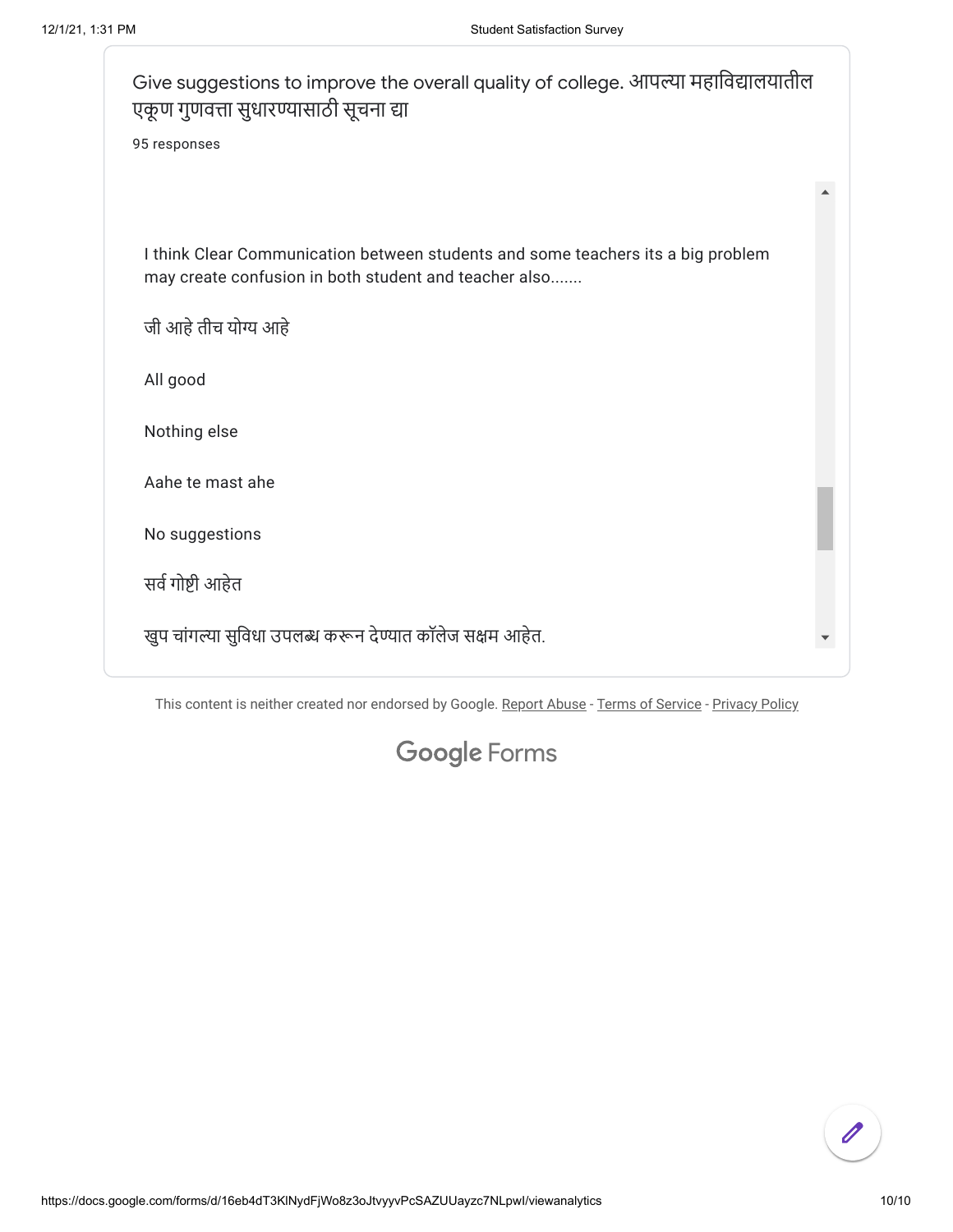Give suggestions to improve the overall quality of college. आपल्या महाविद्यालयातील एकूण गुणवत्ता सुधारण्यासाठी सूचना द्या

95 responses

I think Clear Communication between students and some teachers its a big problem may create confusion in both student and teacher also.......

जी आहे तीच योग्य आहे

All good

Nothing else

Aahe te mast ahe

No suggestions

सर्व गोष्टी आहेत

खुप चांगल्या सुविधा उपलब्ध करून देण्यात कॉलेज सक्षम आहेत.

This content is neither created nor endorsed by Google. Report Abuse - Terms of Service - Privacy Policy

Google Forms